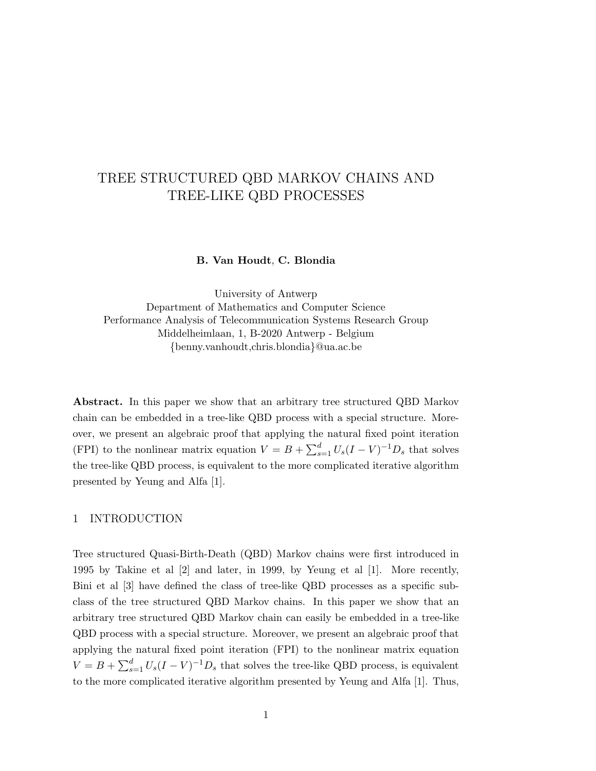# TREE STRUCTURED QBD MARKOV CHAINS AND TREE-LIKE QBD PROCESSES

**B. Van Houdt**, **C. Blondia**

University of Antwerp
Department of Mathematics and Computer Science
Performance Analysis of Telecommunication Systems Research Group
Middelheimlaan, 1, B-2020 Antwerp - Belgium
{benny.vanhoudt,chris.blondia}@ua.ac.be

**Abstract.** In this paper we show that an arbitrary tree structured QBD Markov chain can be embedded in a tree-like QBD process with a special structure. Moreover, we present an algebraic proof that applying the natural fixed point iteration (FPI) to the nonlinear matrix equation $V = B + \sum_{s=1}^{d} U_s(I - V)^{-1}D_s$ that solves the tree-like QBD process, is equivalent to the more complicated iterative algorithm presented by Yeung and Alfa [1].

## 1 INTRODUCTION

Tree structured Quasi-Birth-Death (QBD) Markov chains were first introduced in 1995 by Takine et al [2] and later, in 1999, by Yeung et al [1]. More recently, Bini et al [3] have defined the class of tree-like QBD processes as a specific subclass of the tree structured QBD Markov chains. In this paper we show that an arbitrary tree structured QBD Markov chain can easily be embedded in a tree-like QBD process with a special structure. Moreover, we present an algebraic proof that applying the natural fixed point iteration (FPI) to the nonlinear matrix equation $V = B + \sum_{s=1}^{d} U_s(I - V)^{-1}D_s$ that solves the tree-like QBD process, is equivalent to the more complicated iterative algorithm presented by Yeung and Alfa [1]. Thus,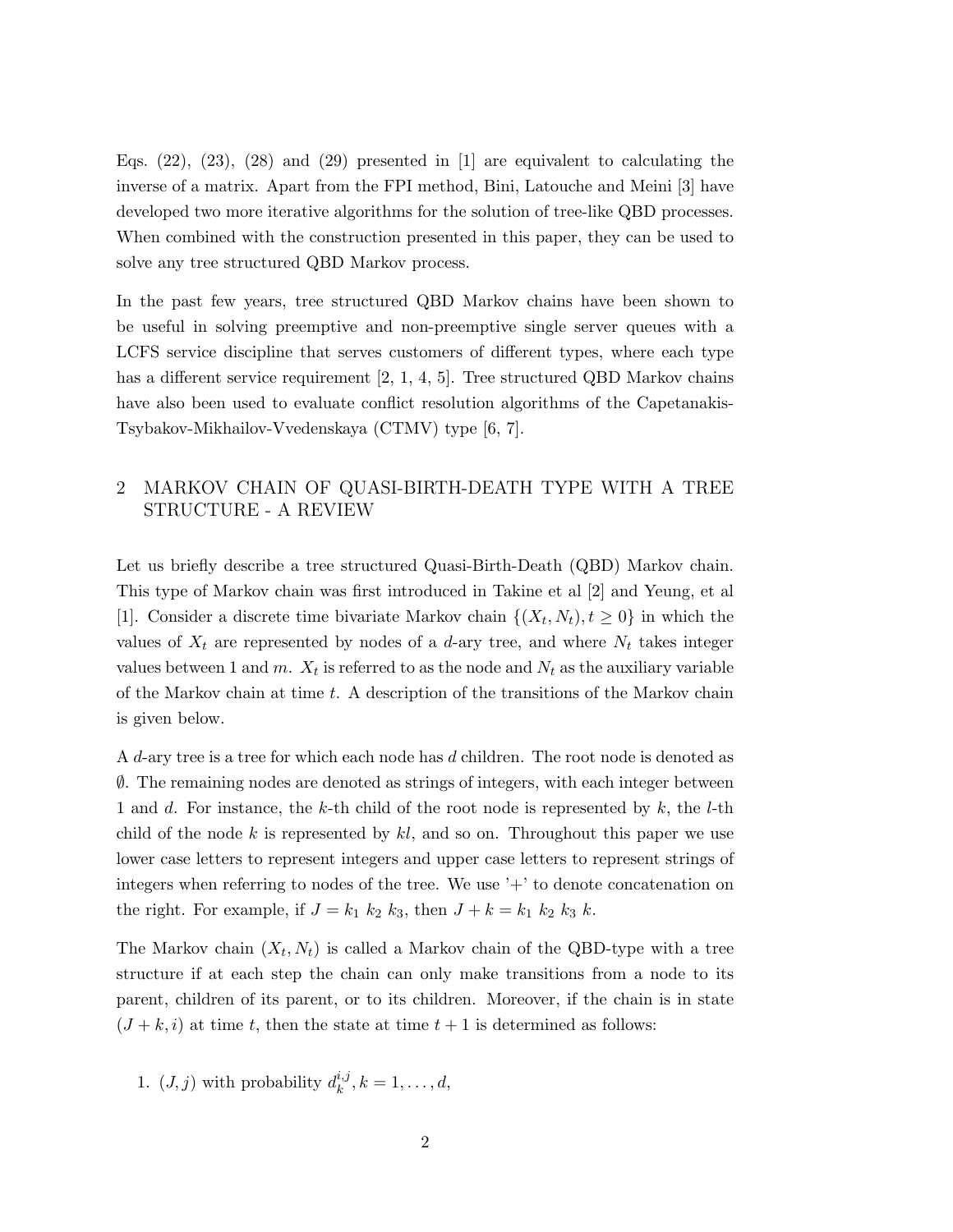Eqs. (22), (23), (28) and (29) presented in [1] are equivalent to calculating the inverse of a matrix. Apart from the FPI method, Bini, Latouche and Meini [3] have developed two more iterative algorithms for the solution of tree-like QBD processes. When combined with the construction presented in this paper, they can be used to solve any tree structured QBD Markov process.

In the past few years, tree structured QBD Markov chains have been shown to be useful in solving preemptive and non-preemptive single server queues with a LCFS service discipline that serves customers of different types, where each type has a different service requirement [2, 1, 4, 5]. Tree structured QBD Markov chains have also been used to evaluate conflict resolution algorithms of the Capetanakis-Tsybakov-Mikhailov-Vvedenskaya (CTMV) type [6, 7].

## 2 MARKOV CHAIN OF QUASI-BIRTH-DEATH TYPE WITH A TREE STRUCTURE - A REVIEW

Let us briefly describe a tree structured Quasi-Birth-Death (QBD) Markov chain. This type of Markov chain was first introduced in Takine et al [2] and Yeung, et al [1]. Consider a discrete time bivariate Markov chain $\{(X_t, N_t), t \geq 0\}$ in which the values of $X_t$ are represented by nodes of a $d$-ary tree, and where $N_t$ takes integer values between 1 and $m$. $X_t$ is referred to as the node and $N_t$ as the auxiliary variable of the Markov chain at time $t$. A description of the transitions of the Markov chain is given below.

A $d$-ary tree is a tree for which each node has $d$ children. The root node is denoted as $\emptyset$. The remaining nodes are denoted as strings of integers, with each integer between 1 and $d$. For instance, the $k$-th child of the root node is represented by $k$, the $l$-th child of the node $k$ is represented by $kl$, and so on. Throughout this paper we use lower case letters to represent integers and upper case letters to represent strings of integers when referring to nodes of the tree. We use '+' to denote concatenation on the right. For example, if $J = k_1\ k_2\ k_3$, then $J + k = k_1\ k_2\ k_3\ k$.

The Markov chain $(X_t, N_t)$ is called a Markov chain of the QBD-type with a tree structure if at each step the chain can only make transitions from a node to its parent, children of its parent, or to its children. Moreover, if the chain is in state $(J + k, i)$ at time $t$, then the state at time $t + 1$ is determined as follows:

1. $(J, j)$ with probability $d_k^{i,j}, k = 1, \ldots, d$,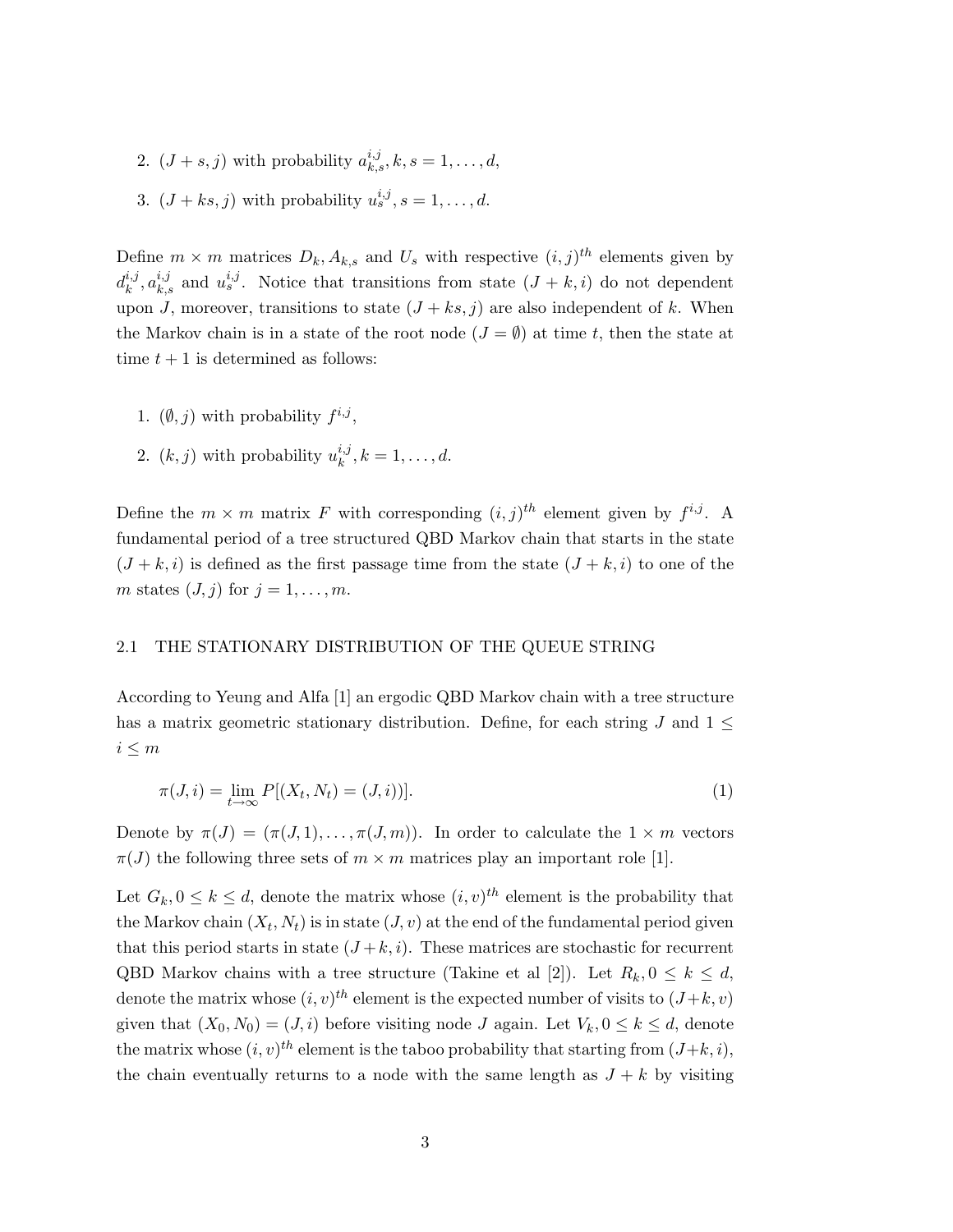2. $(J+s, j)$ with probability $a_{k,s}^{i,j}, k, s = 1, \ldots, d$,

3. $(J+ks, j)$ with probability $u_s^{i,j}, s = 1, \ldots, d$.

Define $m \times m$ matrices $D_k, A_{k,s}$ and $U_s$ with respective $(i,j)^{th}$ elements given by $d_k^{i,j}, a_{k,s}^{i,j}$ and $u_s^{i,j}$. Notice that transitions from state $(J+k, i)$ do not dependent upon $J$, moreover, transitions to state $(J+ks, j)$ are also independent of $k$. When the Markov chain is in a state of the root node $(J = \emptyset)$ at time $t$, then the state at time $t+1$ is determined as follows:

1. $(\emptyset, j)$ with probability $f^{i,j}$,

2. $(k, j)$ with probability $u_k^{i,j}, k = 1, \ldots, d$.

Define the $m \times m$ matrix $F$ with corresponding $(i,j)^{th}$ element given by $f^{i,j}$. A fundamental period of a tree structured QBD Markov chain that starts in the state $(J+k, i)$ is defined as the first passage time from the state $(J+k, i)$ to one of the $m$ states $(J, j)$ for $j = 1, \ldots, m$.

### 2.1 THE STATIONARY DISTRIBUTION OF THE QUEUE STRING

According to Yeung and Alfa [1] an ergodic QBD Markov chain with a tree structure has a matrix geometric stationary distribution. Define, for each string $J$ and $1 \leq i \leq m$

$$\pi(J, i) = \lim_{t \to \infty} P[(X_t, N_t) = (J, i))]. \tag{1}$$

Denote by $\pi(J) = (\pi(J, 1), \ldots, \pi(J, m))$. In order to calculate the $1 \times m$ vectors $\pi(J)$ the following three sets of $m \times m$ matrices play an important role [1].

Let $G_k, 0 \leq k \leq d$, denote the matrix whose $(i,v)^{th}$ element is the probability that the Markov chain $(X_t, N_t)$ is in state $(J, v)$ at the end of the fundamental period given that this period starts in state $(J+k, i)$. These matrices are stochastic for recurrent QBD Markov chains with a tree structure (Takine et al [2]). Let $R_k, 0 \leq k \leq d$, denote the matrix whose $(i,v)^{th}$ element is the expected number of visits to $(J+k, v)$ given that $(X_0, N_0) = (J, i)$ before visiting node $J$ again. Let $V_k, 0 \leq k \leq d$, denote the matrix whose $(i,v)^{th}$ element is the taboo probability that starting from $(J+k, i)$, the chain eventually returns to a node with the same length as $J+k$ by visiting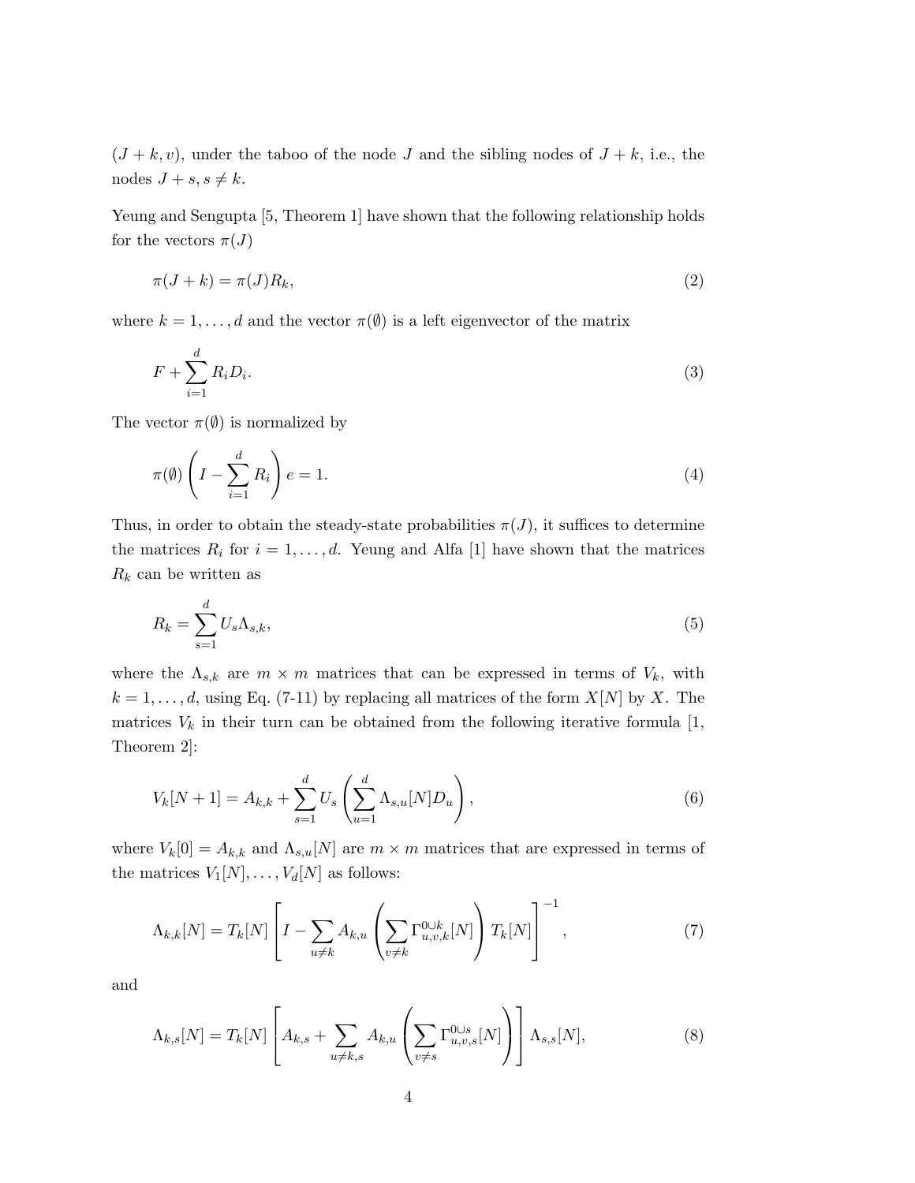$(J + k, v)$, under the taboo of the node $J$ and the sibling nodes of $J + k$, i.e., the nodes $J + s, s \neq k$.

Yeung and Sengupta [5, Theorem 1] have shown that the following relationship holds for the vectors $\pi(J)$

$$\pi(J + k) = \pi(J) R_k, \tag{2}$$

where $k = 1, \ldots, d$ and the vector $\pi(\emptyset)$ is a left eigenvector of the matrix

$$F + \sum_{i=1}^{d} R_i D_i. \tag{3}$$

The vector $\pi(\emptyset)$ is normalized by

$$\pi(\emptyset) \left( I - \sum_{i=1}^{d} R_i \right) e = 1. \tag{4}$$

Thus, in order to obtain the steady-state probabilities $\pi(J)$, it suffices to determine the matrices $R_i$ for $i = 1, \ldots, d$. Yeung and Alfa [1] have shown that the matrices $R_k$ can be written as

$$R_k = \sum_{s=1}^{d} U_s \Lambda_{s,k}, \tag{5}$$

where the $\Lambda_{s,k}$ are $m \times m$ matrices that can be expressed in terms of $V_k$, with $k = 1, \ldots, d$, using Eq. (7-11) by replacing all matrices of the form $X[N]$ by $X$. The matrices $V_k$ in their turn can be obtained from the following iterative formula [1, Theorem 2]:

$$V_k[N+1] = A_{k,k} + \sum_{s=1}^{d} U_s \left( \sum_{u=1}^{d} \Lambda_{s,u}[N] D_u \right), \tag{6}$$

where $V_k[0] = A_{k,k}$ and $\Lambda_{s,u}[N]$ are $m \times m$ matrices that are expressed in terms of the matrices $V_1[N], \ldots, V_d[N]$ as follows:

$$\Lambda_{k,k}[N] = T_k[N] \left[ I - \sum_{u \neq k} A_{k,u} \left( \sum_{v \neq k} \Gamma_{u,v,k}^{0 \cup k}[N] \right) T_k[N] \right]^{-1}, \tag{7}$$

and

$$\Lambda_{k,s}[N] = T_k[N] \left[ A_{k,s} + \sum_{u \neq k,s} A_{k,u} \left( \sum_{v \neq s} \Gamma_{u,v,s}^{0 \cup s}[N] \right) \right] \Lambda_{s,s}[N], \tag{8}$$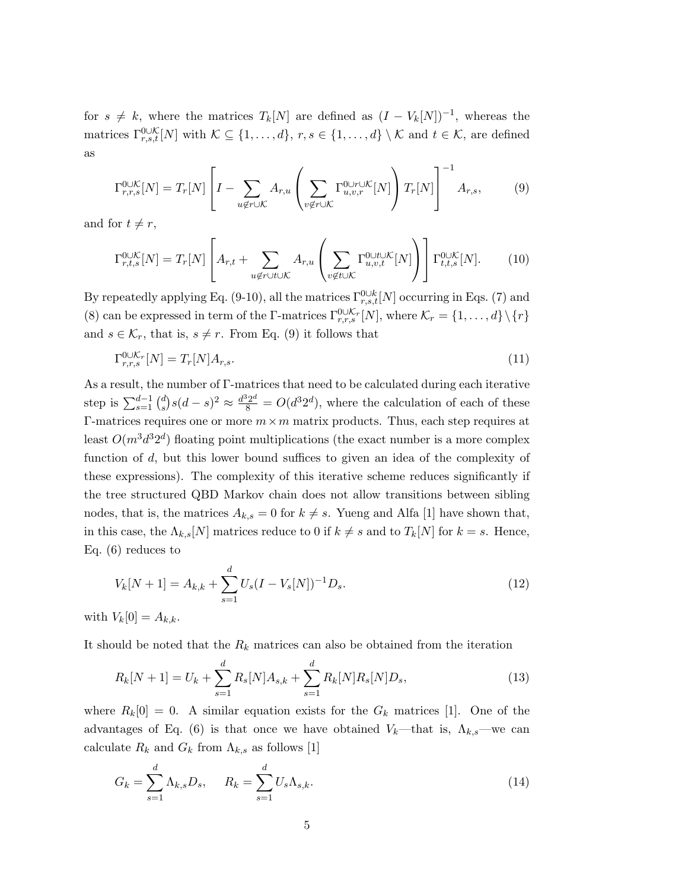for $s \neq k$, where the matrices $T_k[N]$ are defined as $(I - V_k[N])^{-1}$, whereas the matrices $\Gamma^{0\cup\mathcal{K}}_{r,s,t}[N]$ with $\mathcal{K} \subseteq \{1,\ldots,d\}$, $r,s \in \{1,\ldots,d\} \setminus \mathcal{K}$ and $t \in \mathcal{K}$, are defined as

$$\Gamma^{0\cup\mathcal{K}}_{r,r,s}[N] = T_r[N]\left[I - \sum_{u \notin r\cup\mathcal{K}} A_{r,u}\left(\sum_{v\notin r\cup\mathcal{K}} \Gamma^{0\cup r\cup\mathcal{K}}_{u,v,r}[N]\right) T_r[N]\right]^{-1} A_{r,s}, \tag{9}$$

and for $t \neq r$,

$$\Gamma^{0\cup\mathcal{K}}_{r,t,s}[N] = T_r[N]\left[A_{r,t} + \sum_{u\notin r\cup t\cup\mathcal{K}} A_{r,u}\left(\sum_{v\notin t\cup\mathcal{K}} \Gamma^{0\cup t\cup\mathcal{K}}_{u,v,t}[N]\right)\right]\Gamma^{0\cup\mathcal{K}}_{t,t,s}[N]. \tag{10}$$

By repeatedly applying Eq. (9-10), all the matrices $\Gamma^{0\cup k}_{r,s,t}[N]$ occurring in Eqs. (7) and (8) can be expressed in term of the Γ-matrices $\Gamma^{0\cup\mathcal{K}_r}_{r,r,s}[N]$, where $\mathcal{K}_r = \{1,\ldots,d\}\setminus\{r\}$ and $s \in \mathcal{K}_r$, that is, $s \neq r$. From Eq. (9) it follows that

$$\Gamma^{0\cup\mathcal{K}_r}_{r,r,s}[N] = T_r[N]A_{r,s}. \tag{11}$$

As a result, the number of Γ-matrices that need to be calculated during each iterative step is $\sum_{s=1}^{d-1}\binom{d}{s}s(d-s)^2 \approx \frac{d^3 2^d}{8} = O(d^3 2^d)$, where the calculation of each of these Γ-matrices requires one or more $m \times m$ matrix products. Thus, each step requires at least $O(m^3 d^3 2^d)$ floating point multiplications (the exact number is a more complex function of $d$, but this lower bound suffices to given an idea of the complexity of these expressions). The complexity of this iterative scheme reduces significantly if the tree structured QBD Markov chain does not allow transitions between sibling nodes, that is, the matrices $A_{k,s} = 0$ for $k \neq s$. Yueng and Alfa [1] have shown that, in this case, the $\Lambda_{k,s}[N]$ matrices reduce to 0 if $k \neq s$ and to $T_k[N]$ for $k = s$. Hence, Eq. (6) reduces to

$$V_k[N+1] = A_{k,k} + \sum_{s=1}^{d} U_s(I - V_s[N])^{-1}D_s. \tag{12}$$

with $V_k[0] = A_{k,k}$.

It should be noted that the $R_k$ matrices can also be obtained from the iteration

$$R_k[N+1] = U_k + \sum_{s=1}^{d} R_s[N]A_{s,k} + \sum_{s=1}^{d} R_k[N]R_s[N]D_s, \tag{13}$$

where $R_k[0] = 0$. A similar equation exists for the $G_k$ matrices [1]. One of the advantages of Eq. (6) is that once we have obtained $V_k$—that is, $\Lambda_{k,s}$—we can calculate $R_k$ and $G_k$ from $\Lambda_{k,s}$ as follows [1]

$$G_k = \sum_{s=1}^{d} \Lambda_{k,s}D_s, \qquad R_k = \sum_{s=1}^{d} U_s\Lambda_{s,k}. \tag{14}$$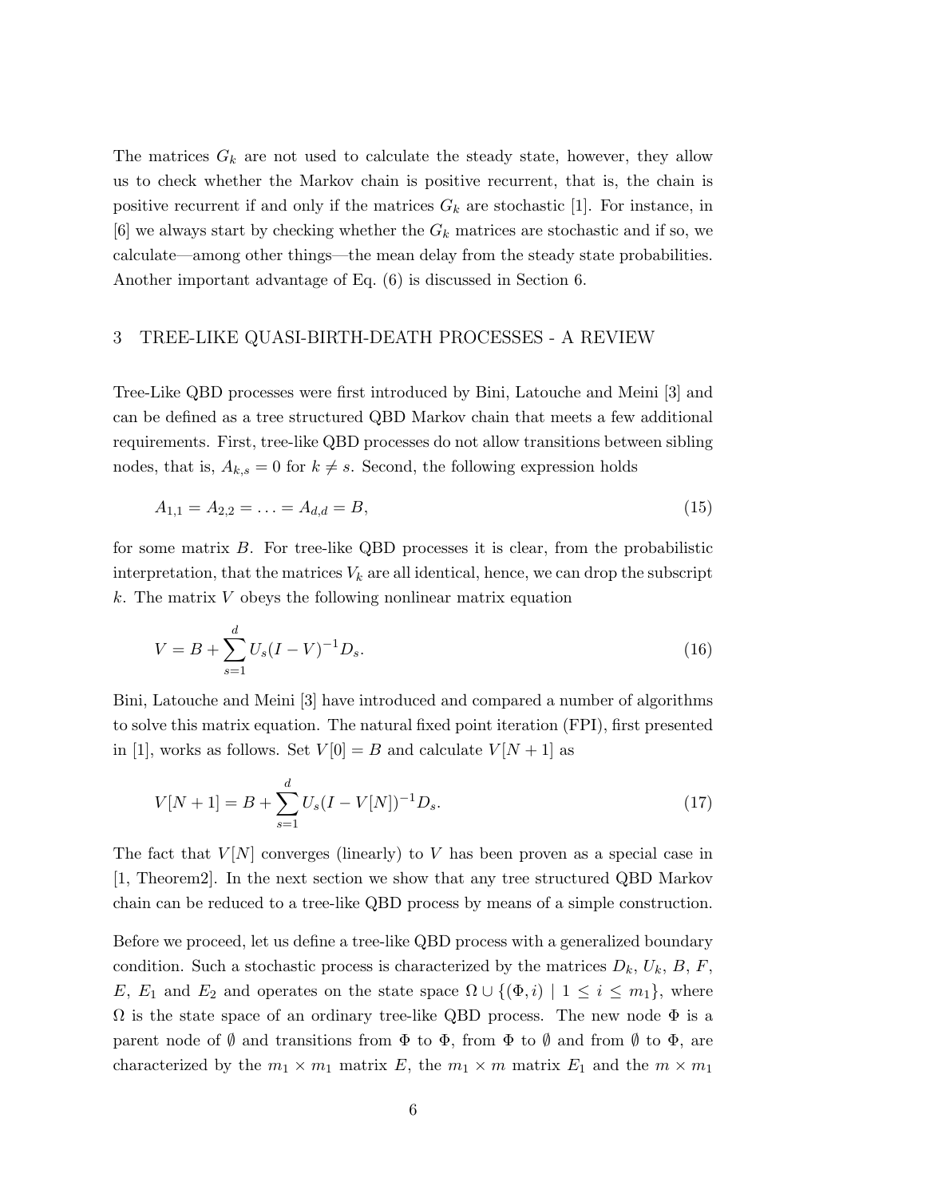The matrices $G_k$ are not used to calculate the steady state, however, they allow us to check whether the Markov chain is positive recurrent, that is, the chain is positive recurrent if and only if the matrices $G_k$ are stochastic [1]. For instance, in [6] we always start by checking whether the $G_k$ matrices are stochastic and if so, we calculate—among other things—the mean delay from the steady state probabilities. Another important advantage of Eq. (6) is discussed in Section 6.

## 3 TREE-LIKE QUASI-BIRTH-DEATH PROCESSES - A REVIEW

Tree-Like QBD processes were first introduced by Bini, Latouche and Meini [3] and can be defined as a tree structured QBD Markov chain that meets a few additional requirements. First, tree-like QBD processes do not allow transitions between sibling nodes, that is, $A_{k,s} = 0$ for $k \neq s$. Second, the following expression holds

$$A_{1,1} = A_{2,2} = \ldots = A_{d,d} = B, \tag{15}$$

for some matrix $B$. For tree-like QBD processes it is clear, from the probabilistic interpretation, that the matrices $V_k$ are all identical, hence, we can drop the subscript $k$. The matrix $V$ obeys the following nonlinear matrix equation

$$V = B + \sum_{s=1}^{d} U_s (I - V)^{-1} D_s. \tag{16}$$

Bini, Latouche and Meini [3] have introduced and compared a number of algorithms to solve this matrix equation. The natural fixed point iteration (FPI), first presented in [1], works as follows. Set $V[0] = B$ and calculate $V[N+1]$ as

$$V[N+1] = B + \sum_{s=1}^{d} U_s (I - V[N])^{-1} D_s. \tag{17}$$

The fact that $V[N]$ converges (linearly) to $V$ has been proven as a special case in [1, Theorem2]. In the next section we show that any tree structured QBD Markov chain can be reduced to a tree-like QBD process by means of a simple construction.

Before we proceed, let us define a tree-like QBD process with a generalized boundary condition. Such a stochastic process is characterized by the matrices $D_k$, $U_k$, $B$, $F$, $E$, $E_1$ and $E_2$ and operates on the state space $\Omega \cup \{(\Phi, i) \mid 1 \leq i \leq m_1\}$, where $\Omega$ is the state space of an ordinary tree-like QBD process. The new node $\Phi$ is a parent node of $\emptyset$ and transitions from $\Phi$ to $\Phi$, from $\Phi$ to $\emptyset$ and from $\emptyset$ to $\Phi$, are characterized by the $m_1 \times m_1$ matrix $E$, the $m_1 \times m$ matrix $E_1$ and the $m \times m_1$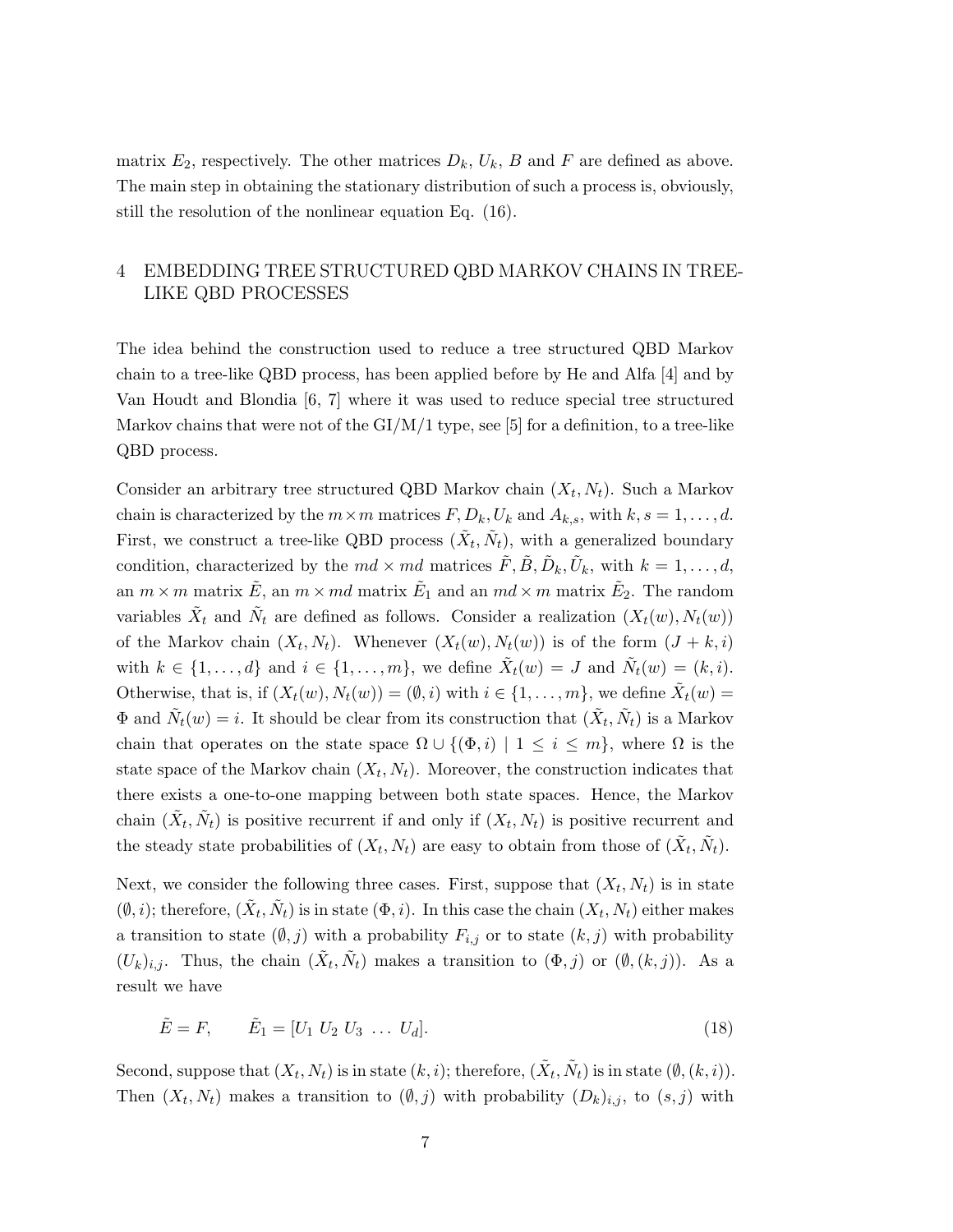matrix $E_2$, respectively. The other matrices $D_k$, $U_k$, $B$ and $F$ are defined as above. The main step in obtaining the stationary distribution of such a process is, obviously, still the resolution of the nonlinear equation Eq. (16).

## 4 EMBEDDING TREE STRUCTURED QBD MARKOV CHAINS IN TREE-LIKE QBD PROCESSES

The idea behind the construction used to reduce a tree structured QBD Markov chain to a tree-like QBD process, has been applied before by He and Alfa [4] and by Van Houdt and Blondia [6, 7] where it was used to reduce special tree structured Markov chains that were not of the GI/M/1 type, see [5] for a definition, to a tree-like QBD process.

Consider an arbitrary tree structured QBD Markov chain $(X_t, N_t)$. Such a Markov chain is characterized by the $m \times m$ matrices $F, D_k, U_k$ and $A_{k,s}$, with $k, s = 1, \ldots, d$. First, we construct a tree-like QBD process $(\tilde{X}_t, \tilde{N}_t)$, with a generalized boundary condition, characterized by the $md \times md$ matrices $\tilde{F}, \tilde{B}, \tilde{D}_k, \tilde{U}_k$, with $k = 1, \ldots, d$, an $m \times m$ matrix $\tilde{E}$, an $m \times md$ matrix $\tilde{E}_1$ and an $md \times m$ matrix $\tilde{E}_2$. The random variables $\tilde{X}_t$ and $\tilde{N}_t$ are defined as follows. Consider a realization $(X_t(w), N_t(w))$ of the Markov chain $(X_t, N_t)$. Whenever $(X_t(w), N_t(w))$ is of the form $(J + k, i)$ with $k \in \{1, \ldots, d\}$ and $i \in \{1, \ldots, m\}$, we define $\tilde{X}_t(w) = J$ and $\tilde{N}_t(w) = (k, i)$. Otherwise, that is, if $(X_t(w), N_t(w)) = (\emptyset, i)$ with $i \in \{1, \ldots, m\}$, we define $\tilde{X}_t(w) = \Phi$ and $\tilde{N}_t(w) = i$. It should be clear from its construction that $(\tilde{X}_t, \tilde{N}_t)$ is a Markov chain that operates on the state space $\Omega \cup \{(\Phi, i) \mid 1 \le i \le m\}$, where $\Omega$ is the state space of the Markov chain $(X_t, N_t)$. Moreover, the construction indicates that there exists a one-to-one mapping between both state spaces. Hence, the Markov chain $(\tilde{X}_t, \tilde{N}_t)$ is positive recurrent if and only if $(X_t, N_t)$ is positive recurrent and the steady state probabilities of $(X_t, N_t)$ are easy to obtain from those of $(\tilde{X}_t, \tilde{N}_t)$.

Next, we consider the following three cases. First, suppose that $(X_t, N_t)$ is in state $(\emptyset, i)$; therefore, $(\tilde{X}_t, \tilde{N}_t)$ is in state $(\Phi, i)$. In this case the chain $(X_t, N_t)$ either makes a transition to state $(\emptyset, j)$ with a probability $F_{i,j}$ or to state $(k, j)$ with probability $(U_k)_{i,j}$. Thus, the chain $(\tilde{X}_t, \tilde{N}_t)$ makes a transition to $(\Phi, j)$ or $(\emptyset, (k, j))$. As a result we have

$$\tilde{E} = F, \qquad \tilde{E}_1 = [U_1 \; U_2 \; U_3 \; \ldots \; U_d]. \tag{18}$$

Second, suppose that $(X_t, N_t)$ is in state $(k, i)$; therefore, $(\tilde{X}_t, \tilde{N}_t)$ is in state $(\emptyset, (k, i))$. Then $(X_t, N_t)$ makes a transition to $(\emptyset, j)$ with probability $(D_k)_{i,j}$, to $(s, j)$ with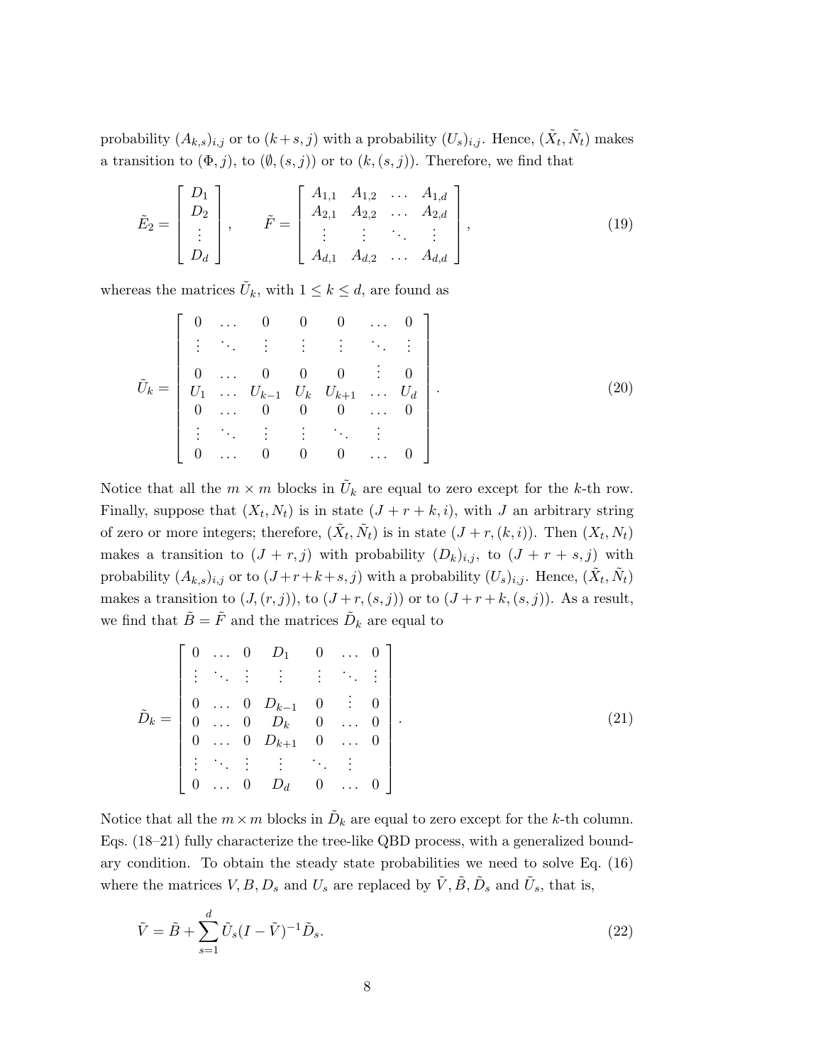probability $(A_{k,s})_{i,j}$ or to $(k+s,j)$ with a probability $(U_s)_{i,j}$. Hence, $(\tilde{X}_t, \tilde{N}_t)$ makes a transition to $(\Phi, j)$, to $(\emptyset, (s,j))$ or to $(k, (s,j))$. Therefore, we find that

$$\tilde{E}_2 = \begin{bmatrix} D_1 \\ D_2 \\ \vdots \\ D_d \end{bmatrix}, \qquad \tilde{F} = \begin{bmatrix} A_{1,1} & A_{1,2} & \dots & A_{1,d} \\ A_{2,1} & A_{2,2} & \dots & A_{2,d} \\ \vdots & \vdots & \ddots & \vdots \\ A_{d,1} & A_{d,2} & \dots & A_{d,d} \end{bmatrix}, \tag{19}$$

whereas the matrices $\tilde{U}_k$, with $1 \leq k \leq d$, are found as

$$\tilde{U}_k = \begin{bmatrix} 0 & \dots & 0 & 0 & 0 & \dots & 0 \\ \vdots & \ddots & \vdots & \vdots & \vdots & \ddots & \vdots \\ 0 & \dots & 0 & 0 & 0 & \vdots & 0 \\ U_1 & \dots & U_{k-1} & U_k & U_{k+1} & \dots & U_d \\ 0 & \dots & 0 & 0 & 0 & \dots & 0 \\ \vdots & \ddots & \vdots & \vdots & \ddots & \vdots & \\ 0 & \dots & 0 & 0 & 0 & \dots & 0 \end{bmatrix}. \tag{20}$$

Notice that all the $m \times m$ blocks in $\tilde{U}_k$ are equal to zero except for the $k$-th row. Finally, suppose that $(X_t, N_t)$ is in state $(J+r+k, i)$, with $J$ an arbitrary string of zero or more integers; therefore, $(\tilde{X}_t, \tilde{N}_t)$ is in state $(J+r, (k,i))$. Then $(X_t, N_t)$ makes a transition to $(J+r, j)$ with probability $(D_k)_{i,j}$, to $(J+r+s, j)$ with probability $(A_{k,s})_{i,j}$ or to $(J+r+k+s, j)$ with a probability $(U_s)_{i,j}$. Hence, $(\tilde{X}_t, \tilde{N}_t)$ makes a transition to $(J, (r,j))$, to $(J+r, (s,j))$ or to $(J+r+k, (s,j))$. As a result, we find that $\tilde{B} = \tilde{F}$ and the matrices $\tilde{D}_k$ are equal to

$$\tilde{D}_k = \begin{bmatrix} 0 & \dots & 0 & D_1 & 0 & \dots & 0 \\ \vdots & \ddots & \vdots & \vdots & \vdots & \ddots & \vdots \\ 0 & \dots & 0 & D_{k-1} & 0 & \vdots & 0 \\ 0 & \dots & 0 & D_k & 0 & \dots & 0 \\ 0 & \dots & 0 & D_{k+1} & 0 & \dots & 0 \\ \vdots & \ddots & \vdots & \vdots & \ddots & \vdots & \\ 0 & \dots & 0 & D_d & 0 & \dots & 0 \end{bmatrix}. \tag{21}$$

Notice that all the $m \times m$ blocks in $\tilde{D}_k$ are equal to zero except for the $k$-th column. Eqs. (18–21) fully characterize the tree-like QBD process, with a generalized boundary condition. To obtain the steady state probabilities we need to solve Eq. (16) where the matrices $V, B, D_s$ and $U_s$ are replaced by $\tilde{V}, \tilde{B}, \tilde{D}_s$ and $\tilde{U}_s$, that is,

$$\tilde{V} = \tilde{B} + \sum_{s=1}^{d} \tilde{U}_s (I - \tilde{V})^{-1} \tilde{D}_s. \tag{22}$$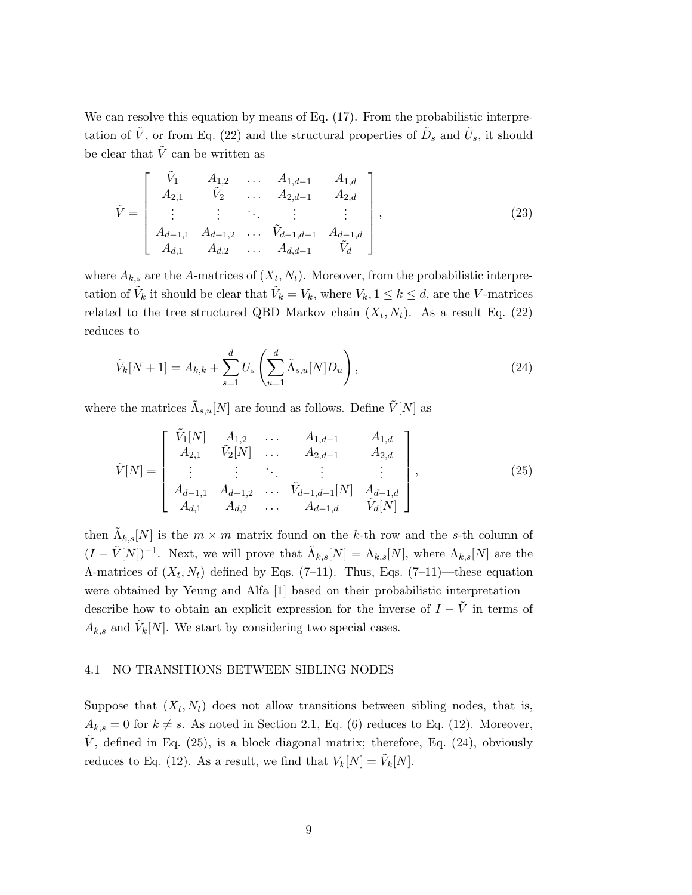We can resolve this equation by means of Eq. (17). From the probabilistic interpretation of $\tilde{V}$, or from Eq. (22) and the structural properties of $\tilde{D}_s$ and $\tilde{U}_s$, it should be clear that $\tilde{V}$ can be written as

$$\tilde{V} = \begin{bmatrix} \tilde{V}_1 & A_{1,2} & \dots & A_{1,d-1} & A_{1,d} \\ A_{2,1} & \tilde{V}_2 & \dots & A_{2,d-1} & A_{2,d} \\ \vdots & \vdots & \ddots & \vdots & \vdots \\ A_{d-1,1} & A_{d-1,2} & \dots & \tilde{V}_{d-1,d-1} & A_{d-1,d} \\ A_{d,1} & A_{d,2} & \dots & A_{d,d-1} & \tilde{V}_d \end{bmatrix}, \tag{23}$$

where $A_{k,s}$ are the $A$-matrices of $(X_t, N_t)$. Moreover, from the probabilistic interpretation of $\tilde{V}_k$ it should be clear that $\tilde{V}_k = V_k$, where $V_k, 1 \leq k \leq d$, are the $V$-matrices related to the tree structured QBD Markov chain $(X_t, N_t)$. As a result Eq. (22) reduces to

$$\tilde{V}_k[N+1] = A_{k,k} + \sum_{s=1}^{d} U_s \left( \sum_{u=1}^{d} \tilde{\Lambda}_{s,u}[N] D_u \right), \tag{24}$$

where the matrices $\tilde{\Lambda}_{s,u}[N]$ are found as follows. Define $\tilde{V}[N]$ as

$$\tilde{V}[N] = \begin{bmatrix} \tilde{V}_1[N] & A_{1,2} & \dots & A_{1,d-1} & A_{1,d} \\ A_{2,1} & \tilde{V}_2[N] & \dots & A_{2,d-1} & A_{2,d} \\ \vdots & \vdots & \ddots & \vdots & \vdots \\ A_{d-1,1} & A_{d-1,2} & \dots & \tilde{V}_{d-1,d-1}[N] & A_{d-1,d} \\ A_{d,1} & A_{d,2} & \dots & A_{d-1,d} & \tilde{V}_d[N] \end{bmatrix}, \tag{25}$$

then $\tilde{\Lambda}_{k,s}[N]$ is the $m \times m$ matrix found on the $k$-th row and the $s$-th column of $(I - \tilde{V}[N])^{-1}$. Next, we will prove that $\tilde{\Lambda}_{k,s}[N] = \Lambda_{k,s}[N]$, where $\Lambda_{k,s}[N]$ are the $\Lambda$-matrices of $(X_t, N_t)$ defined by Eqs. (7–11). Thus, Eqs. (7–11)—these equation were obtained by Yeung and Alfa [1] based on their probabilistic interpretation—describe how to obtain an explicit expression for the inverse of $I - \tilde{V}$ in terms of $A_{k,s}$ and $\tilde{V}_k[N]$. We start by considering two special cases.

### 4.1 NO TRANSITIONS BETWEEN SIBLING NODES

Suppose that $(X_t, N_t)$ does not allow transitions between sibling nodes, that is, $A_{k,s} = 0$ for $k \neq s$. As noted in Section 2.1, Eq. (6) reduces to Eq. (12). Moreover, $\tilde{V}$, defined in Eq. (25), is a block diagonal matrix; therefore, Eq. (24), obviously reduces to Eq. (12). As a result, we find that $V_k[N] = \tilde{V}_k[N]$.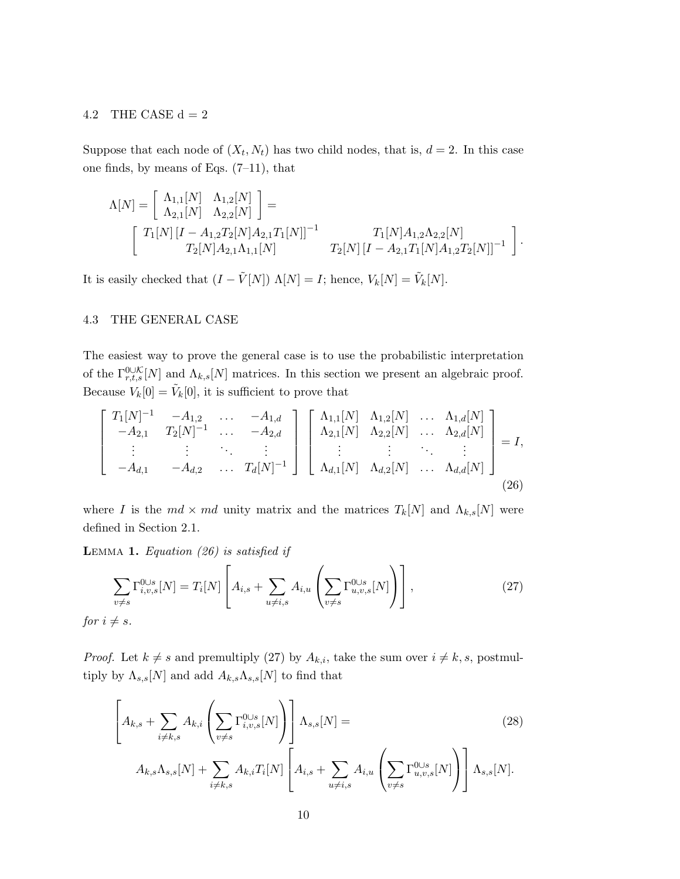### 4.2 THE CASE d = 2

Suppose that each node of $(X_t, N_t)$ has two child nodes, that is, $d = 2$. In this case one finds, by means of Eqs. (7–11), that

$$
\Lambda[N] = \begin{bmatrix} \Lambda_{1,1}[N] & \Lambda_{1,2}[N] \\ \Lambda_{2,1}[N] & \Lambda_{2,2}[N] \end{bmatrix} =
$$

$$
\begin{bmatrix} T_1[N]\left[I - A_{1,2}T_2[N]A_{2,1}T_1[N]\right]^{-1} & T_1[N]A_{1,2}\Lambda_{2,2}[N] \\ T_2[N]A_{2,1}\Lambda_{1,1}[N] & T_2[N]\left[I - A_{2,1}T_1[N]A_{1,2}T_2[N]\right]^{-1} \end{bmatrix}.
$$

It is easily checked that $(I - \tilde{V}[N])\ \Lambda[N] = I$; hence, $V_k[N] = \tilde{V}_k[N]$.

### 4.3 THE GENERAL CASE

The easiest way to prove the general case is to use the probabilistic interpretation of the $\Gamma^{0\cup\mathcal{K}}_{r,t,s}[N]$ and $\Lambda_{k,s}[N]$ matrices. In this section we present an algebraic proof. Because $V_k[0] = \tilde{V}_k[0]$, it is sufficient to prove that

$$
\begin{bmatrix} T_1[N]^{-1} & -A_{1,2} & \dots & -A_{1,d} \\ -A_{2,1} & T_2[N]^{-1} & \dots & -A_{2,d} \\ \vdots & \vdots & \ddots & \vdots \\ -A_{d,1} & -A_{d,2} & \dots & T_d[N]^{-1} \end{bmatrix}
\begin{bmatrix} \Lambda_{1,1}[N] & \Lambda_{1,2}[N] & \dots & \Lambda_{1,d}[N] \\ \Lambda_{2,1}[N] & \Lambda_{2,2}[N] & \dots & \Lambda_{2,d}[N] \\ \vdots & \vdots & \ddots & \vdots \\ \Lambda_{d,1}[N] & \Lambda_{d,2}[N] & \dots & \Lambda_{d,d}[N] \end{bmatrix} = I,
\tag{26}
$$

where $I$ is the $md \times md$ unity matrix and the matrices $T_k[N]$ and $\Lambda_{k,s}[N]$ were defined in Section 2.1.

**Lemma 1.** *Equation (26) is satisfied if*

$$
\sum_{v \neq s} \Gamma^{0\cup s}_{i,v,s}[N] = T_i[N]\left[A_{i,s} + \sum_{u \neq i,s} A_{i,u}\left(\sum_{v \neq s} \Gamma^{0\cup s}_{u,v,s}[N]\right)\right],
\tag{27}
$$

*for $i \neq s$.*

*Proof.* Let $k \neq s$ and premultiply (27) by $A_{k,i}$, take the sum over $i \neq k, s$, postmultiply by $\Lambda_{s,s}[N]$ and add $A_{k,s}\Lambda_{s,s}[N]$ to find that

$$
\left[A_{k,s} + \sum_{i \neq k,s} A_{k,i}\left(\sum_{v \neq s} \Gamma^{0\cup s}_{i,v,s}[N]\right)\right]\Lambda_{s,s}[N] =
\tag{28}
$$

$$
A_{k,s}\Lambda_{s,s}[N] + \sum_{i \neq k,s} A_{k,i}T_i[N]\left[A_{i,s} + \sum_{u \neq i,s} A_{i,u}\left(\sum_{v \neq s} \Gamma^{0\cup s}_{u,v,s}[N]\right)\right]\Lambda_{s,s}[N].
$$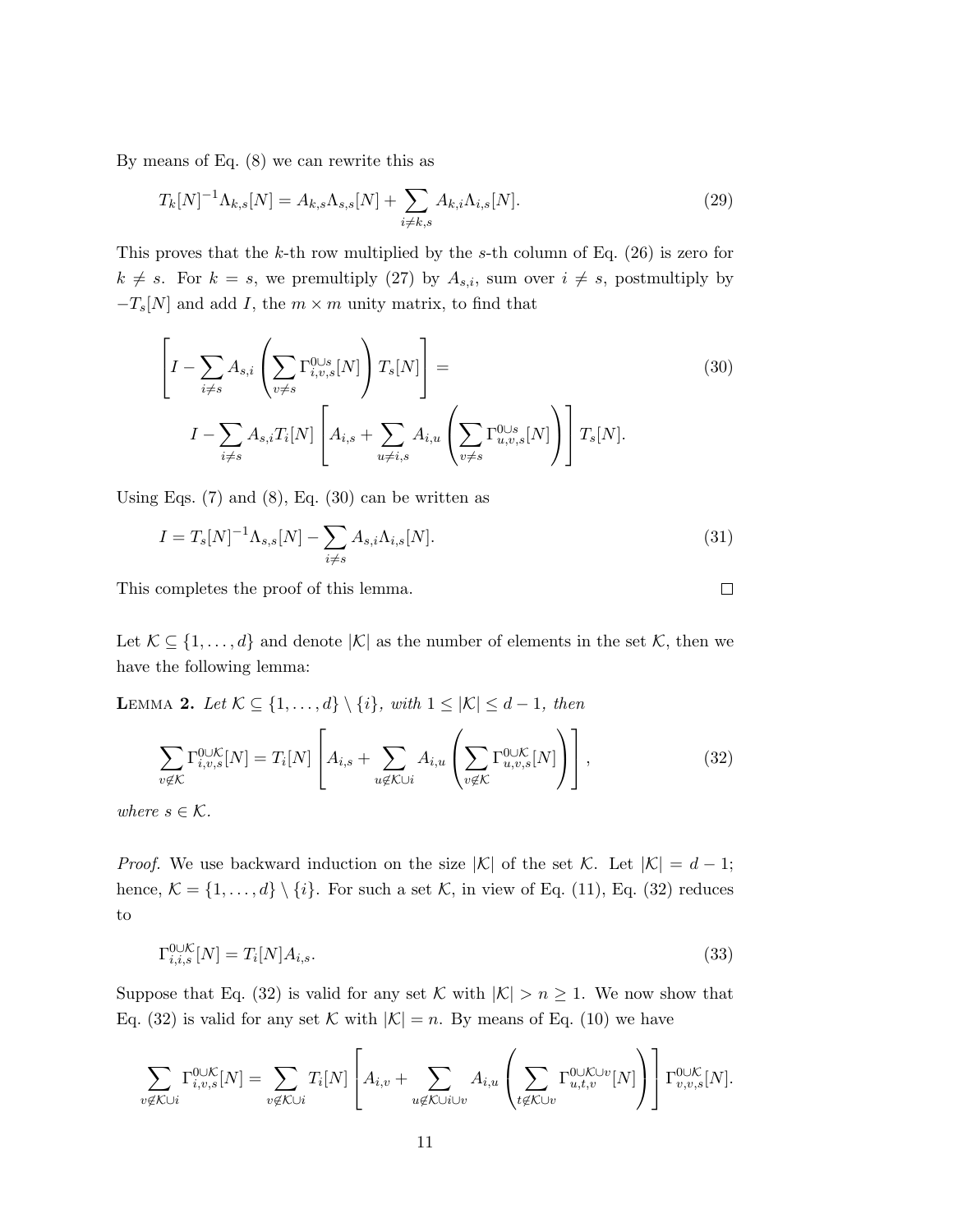By means of Eq. (8) we can rewrite this as

$$T_k[N]^{-1}\Lambda_{k,s}[N] = A_{k,s}\Lambda_{s,s}[N] + \sum_{i\neq k,s} A_{k,i}\Lambda_{i,s}[N]. \tag{29}$$

This proves that the $k$-th row multiplied by the $s$-th column of Eq. (26) is zero for $k \neq s$. For $k = s$, we premultiply (27) by $A_{s,i}$, sum over $i \neq s$, postmultiply by $-T_s[N]$ and add $I$, the $m \times m$ unity matrix, to find that

$$\begin{aligned}
&\left[ I - \sum_{i\neq s} A_{s,i} \left( \sum_{v\neq s} \Gamma^{0\cup s}_{i,v,s}[N] \right) T_s[N] \right] = \\
&\qquad I - \sum_{i\neq s} A_{s,i} T_i[N] \left[ A_{i,s} + \sum_{u\neq i,s} A_{i,u} \left( \sum_{v\neq s} \Gamma^{0\cup s}_{u,v,s}[N] \right) \right] T_s[N].
\end{aligned} \tag{30}$$

Using Eqs. (7) and (8), Eq. (30) can be written as

$$I = T_s[N]^{-1}\Lambda_{s,s}[N] - \sum_{i\neq s} A_{s,i}\Lambda_{i,s}[N]. \tag{31}$$

This completes the proof of this lemma. $\square$

Let $\mathcal{K} \subseteq \{1,\ldots,d\}$ and denote $|\mathcal{K}|$ as the number of elements in the set $\mathcal{K}$, then we have the following lemma:

**Lemma 2.** *Let $\mathcal{K} \subseteq \{1,\ldots,d\}\setminus\{i\}$, with $1 \leq |\mathcal{K}| \leq d-1$, then*

$$\sum_{v\notin\mathcal{K}} \Gamma^{0\cup\mathcal{K}}_{i,v,s}[N] = T_i[N] \left[ A_{i,s} + \sum_{u\notin\mathcal{K}\cup i} A_{i,u} \left( \sum_{v\notin\mathcal{K}} \Gamma^{0\cup\mathcal{K}}_{u,v,s}[N] \right) \right], \tag{32}$$

*where $s \in \mathcal{K}$.*

*Proof.* We use backward induction on the size $|\mathcal{K}|$ of the set $\mathcal{K}$. Let $|\mathcal{K}| = d-1$; hence, $\mathcal{K} = \{1,\ldots,d\}\setminus\{i\}$. For such a set $\mathcal{K}$, in view of Eq. (11), Eq. (32) reduces to

$$\Gamma^{0\cup\mathcal{K}}_{i,i,s}[N] = T_i[N]A_{i,s}. \tag{33}$$

Suppose that Eq. (32) is valid for any set $\mathcal{K}$ with $|\mathcal{K}| > n \geq 1$. We now show that Eq. (32) is valid for any set $\mathcal{K}$ with $|\mathcal{K}| = n$. By means of Eq. (10) we have

$$\sum_{v\notin\mathcal{K}\cup i} \Gamma^{0\cup\mathcal{K}}_{i,v,s}[N] = \sum_{v\notin\mathcal{K}\cup i} T_i[N] \left[ A_{i,v} + \sum_{u\notin\mathcal{K}\cup i\cup v} A_{i,u} \left( \sum_{t\notin\mathcal{K}\cup v} \Gamma^{0\cup\mathcal{K}\cup v}_{u,t,v}[N] \right) \right] \Gamma^{0\cup\mathcal{K}}_{v,v,s}[N].$$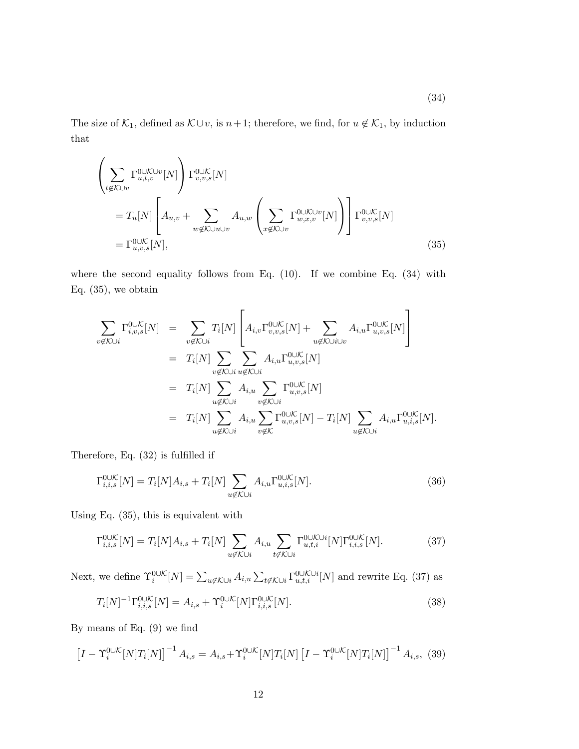$$(34)$$

The size of $\mathcal{K}_1$, defined as $\mathcal{K} \cup v$, is $n+1$; therefore, we find, for $u \notin \mathcal{K}_1$, by induction that

$$
\begin{aligned}
&\left(\sum_{t \notin \mathcal{K} \cup v} \Gamma^{0 \cup \mathcal{K} \cup v}_{u,t,v}[N]\right) \Gamma^{0 \cup \mathcal{K}}_{v,v,s}[N] \\
&\quad = T_u[N]\left[A_{u,v} + \sum_{w \notin \mathcal{K} \cup u \cup v} A_{u,w}\left(\sum_{x \notin \mathcal{K} \cup v} \Gamma^{0 \cup \mathcal{K} \cup v}_{w,x,v}[N]\right)\right] \Gamma^{0 \cup \mathcal{K}}_{v,v,s}[N] \\
&\quad = \Gamma^{0 \cup \mathcal{K}}_{u,v,s}[N],
\end{aligned} \tag{35}
$$

where the second equality follows from Eq. (10). If we combine Eq. (34) with Eq. (35), we obtain

$$
\begin{aligned}
\sum_{v \notin \mathcal{K} \cup i} \Gamma^{0 \cup \mathcal{K}}_{i,v,s}[N] &= \sum_{v \notin \mathcal{K} \cup i} T_i[N]\left[A_{i,v}\Gamma^{0 \cup \mathcal{K}}_{v,v,s}[N] + \sum_{u \notin \mathcal{K} \cup i \cup v} A_{i,u}\Gamma^{0 \cup \mathcal{K}}_{u,v,s}[N]\right] \\
&= T_i[N] \sum_{v \notin \mathcal{K} \cup i} \sum_{u \notin \mathcal{K} \cup i} A_{i,u}\Gamma^{0 \cup \mathcal{K}}_{u,v,s}[N] \\
&= T_i[N] \sum_{u \notin \mathcal{K} \cup i} A_{i,u} \sum_{v \notin \mathcal{K} \cup i} \Gamma^{0 \cup \mathcal{K}}_{u,v,s}[N] \\
&= T_i[N] \sum_{u \notin \mathcal{K} \cup i} A_{i,u} \sum_{v \notin \mathcal{K}} \Gamma^{0 \cup \mathcal{K}}_{u,v,s}[N] - T_i[N] \sum_{u \notin \mathcal{K} \cup i} A_{i,u}\Gamma^{0 \cup \mathcal{K}}_{u,i,s}[N].
\end{aligned}
$$

Therefore, Eq. (32) is fulfilled if

$$
\Gamma^{0 \cup \mathcal{K}}_{i,i,s}[N] = T_i[N]A_{i,s} + T_i[N] \sum_{u \notin \mathcal{K} \cup i} A_{i,u}\Gamma^{0 \cup \mathcal{K}}_{u,i,s}[N]. \tag{36}
$$

Using Eq. (35), this is equivalent with

$$
\Gamma^{0 \cup \mathcal{K}}_{i,i,s}[N] = T_i[N]A_{i,s} + T_i[N] \sum_{u \notin \mathcal{K} \cup i} A_{i,u} \sum_{t \notin \mathcal{K} \cup i} \Gamma^{0 \cup \mathcal{K} \cup i}_{u,t,i}[N]\Gamma^{0 \cup \mathcal{K}}_{i,i,s}[N]. \tag{37}
$$

Next, we define $\Upsilon^{0 \cup \mathcal{K}}_i[N] = \sum_{u \notin \mathcal{K} \cup i} A_{i,u} \sum_{t \notin \mathcal{K} \cup i} \Gamma^{0 \cup \mathcal{K} \cup i}_{u,t,i}[N]$ and rewrite Eq. (37) as

$$
T_i[N]^{-1}\Gamma^{0 \cup \mathcal{K}}_{i,i,s}[N] = A_{i,s} + \Upsilon^{0 \cup \mathcal{K}}_i[N]\Gamma^{0 \cup \mathcal{K}}_{i,i,s}[N]. \tag{38}
$$

By means of Eq. (9) we find

$$
\left[I - \Upsilon^{0 \cup \mathcal{K}}_i[N]T_i[N]\right]^{-1} A_{i,s} = A_{i,s} + \Upsilon^{0 \cup \mathcal{K}}_i[N]T_i[N]\left[I - \Upsilon^{0 \cup \mathcal{K}}_i[N]T_i[N]\right]^{-1} A_{i,s}, \tag{39}
$$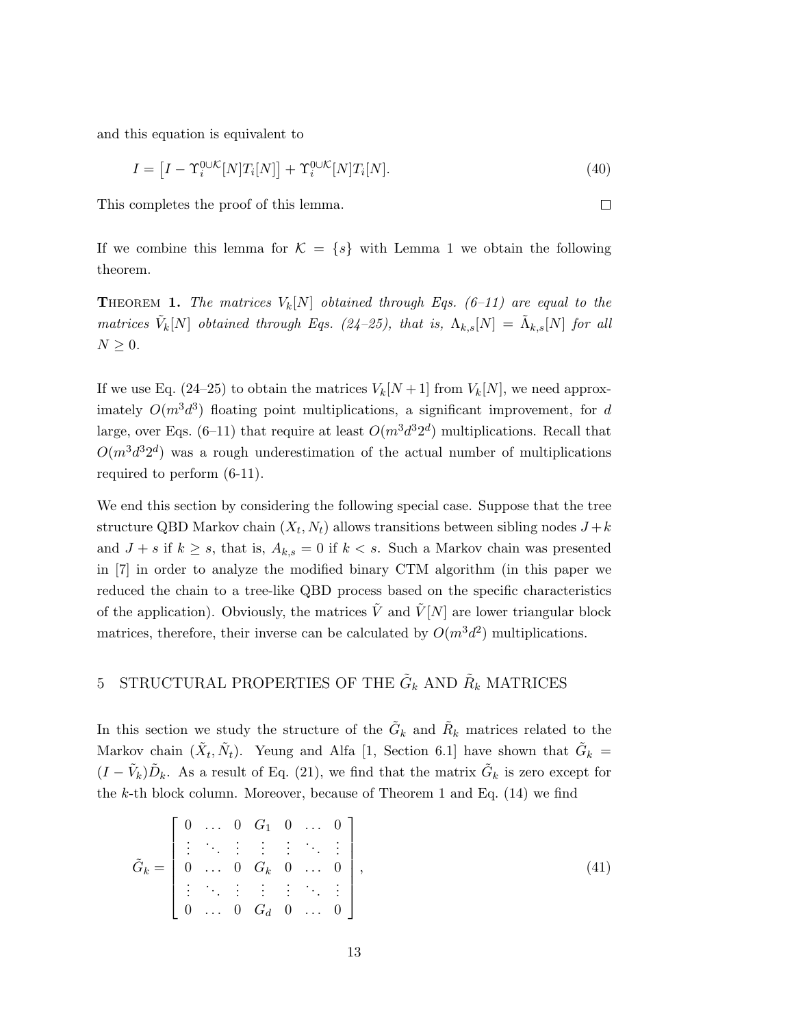and this equation is equivalent to

$$I = \left[I - \Upsilon_i^{0\cup\mathcal{K}}[N]T_i[N]\right] + \Upsilon_i^{0\cup\mathcal{K}}[N]T_i[N]. \tag{40}$$

This completes the proof of this lemma. $\square$

If we combine this lemma for $\mathcal{K} = \{s\}$ with Lemma 1 we obtain the following theorem.

**Theorem 1.** *The matrices $V_k[N]$ obtained through Eqs. (6–11) are equal to the matrices $\tilde{V}_k[N]$ obtained through Eqs. (24–25), that is, $\Lambda_{k,s}[N] = \tilde{\Lambda}_{k,s}[N]$ for all $N \geq 0$.*

If we use Eq. (24–25) to obtain the matrices $V_k[N+1]$ from $V_k[N]$, we need approximately $O(m^3d^3)$ floating point multiplications, a significant improvement, for $d$ large, over Eqs. (6–11) that require at least $O(m^3d^32^d)$ multiplications. Recall that $O(m^3d^32^d)$ was a rough underestimation of the actual number of multiplications required to perform (6-11).

We end this section by considering the following special case. Suppose that the tree structure QBD Markov chain $(X_t, N_t)$ allows transitions between sibling nodes $J+k$ and $J+s$ if $k \geq s$, that is, $A_{k,s} = 0$ if $k < s$. Such a Markov chain was presented in [7] in order to analyze the modified binary CTM algorithm (in this paper we reduced the chain to a tree-like QBD process based on the specific characteristics of the application). Obviously, the matrices $\tilde{V}$ and $\tilde{V}[N]$ are lower triangular block matrices, therefore, their inverse can be calculated by $O(m^3d^2)$ multiplications.

## 5 STRUCTURAL PROPERTIES OF THE $\tilde{G}_k$ AND $\tilde{R}_k$ MATRICES

In this section we study the structure of the $\tilde{G}_k$ and $\tilde{R}_k$ matrices related to the Markov chain $(\tilde{X}_t, \tilde{N}_t)$. Yeung and Alfa [1, Section 6.1] have shown that $\tilde{G}_k = (I - \tilde{V}_k)\tilde{D}_k$. As a result of Eq. (21), we find that the matrix $\tilde{G}_k$ is zero except for the $k$-th block column. Moreover, because of Theorem 1 and Eq. (14) we find

$$\tilde{G}_k = \begin{bmatrix} 0 & \dots & 0 & G_1 & 0 & \dots & 0 \\ \vdots & \ddots & \vdots & \vdots & \vdots & \ddots & \vdots \\ 0 & \dots & 0 & G_k & 0 & \dots & 0 \\ \vdots & \ddots & \vdots & \vdots & \vdots & \ddots & \vdots \\ 0 & \dots & 0 & G_d & 0 & \dots & 0 \end{bmatrix}, \tag{41}$$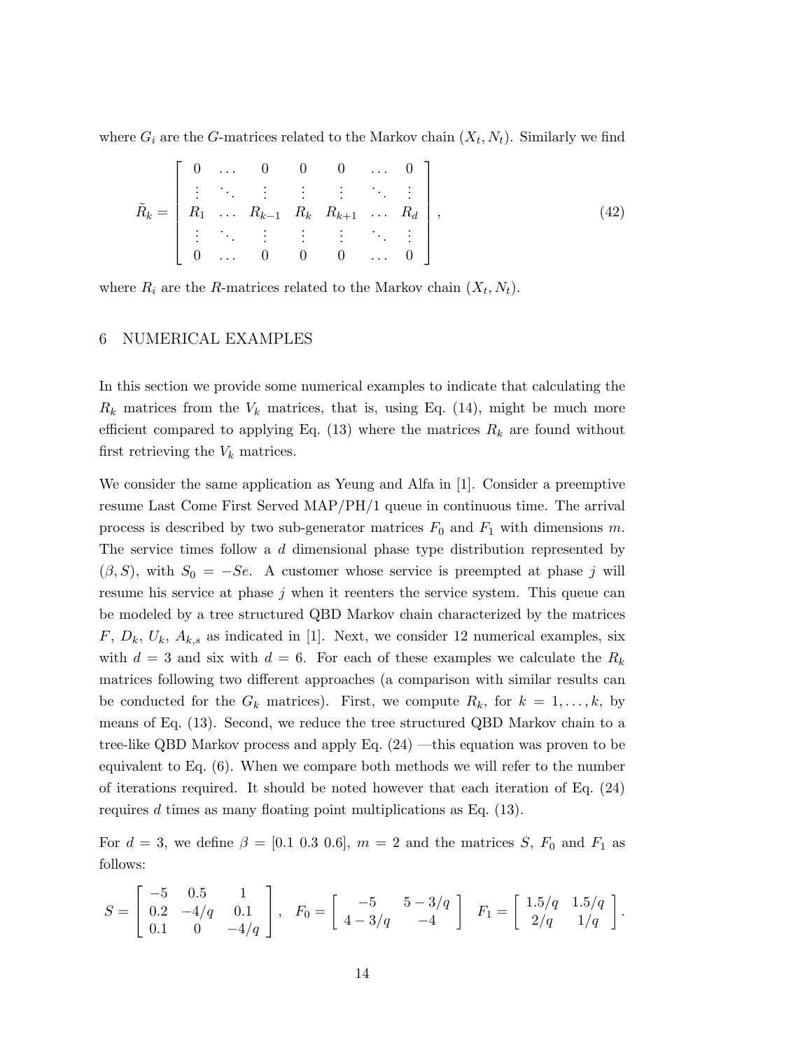where $G_i$ are the $G$-matrices related to the Markov chain $(X_t, N_t)$. Similarly we find

$$\tilde{R}_k = \begin{bmatrix} 0 & \dots & 0 & 0 & 0 & \dots & 0 \\ \vdots & \ddots & \vdots & \vdots & \vdots & \ddots & \vdots \\ R_1 & \dots & R_{k-1} & R_k & R_{k+1} & \dots & R_d \\ \vdots & \ddots & \vdots & \vdots & \vdots & \ddots & \vdots \\ 0 & \dots & 0 & 0 & 0 & \dots & 0 \end{bmatrix}, \tag{42}$$

where $R_i$ are the $R$-matrices related to the Markov chain $(X_t, N_t)$.

## 6 NUMERICAL EXAMPLES

In this section we provide some numerical examples to indicate that calculating the $R_k$ matrices from the $V_k$ matrices, that is, using Eq. (14), might be much more efficient compared to applying Eq. (13) where the matrices $R_k$ are found without first retrieving the $V_k$ matrices.

We consider the same application as Yeung and Alfa in [1]. Consider a preemptive resume Last Come First Served MAP/PH/1 queue in continuous time. The arrival process is described by two sub-generator matrices $F_0$ and $F_1$ with dimensions $m$. The service times follow a $d$ dimensional phase type distribution represented by $(\beta, S)$, with $S_0 = -Se$. A customer whose service is preempted at phase $j$ will resume his service at phase $j$ when it reenters the service system. This queue can be modeled by a tree structured QBD Markov chain characterized by the matrices $F$, $D_k$, $U_k$, $A_{k,s}$ as indicated in [1]. Next, we consider 12 numerical examples, six with $d = 3$ and six with $d = 6$. For each of these examples we calculate the $R_k$ matrices following two different approaches (a comparison with similar results can be conducted for the $G_k$ matrices). First, we compute $R_k$, for $k = 1, \dots, k$, by means of Eq. (13). Second, we reduce the tree structured QBD Markov chain to a tree-like QBD Markov process and apply Eq. (24) —this equation was proven to be equivalent to Eq. (6). When we compare both methods we will refer to the number of iterations required. It should be noted however that each iteration of Eq. (24) requires $d$ times as many floating point multiplications as Eq. (13).

For $d = 3$, we define $\beta = [0.1\ 0.3\ 0.6]$, $m = 2$ and the matrices $S$, $F_0$ and $F_1$ as follows:

$$S = \begin{bmatrix} -5 & 0.5 & 1 \\ 0.2 & -4/q & 0.1 \\ 0.1 & 0 & -4/q \end{bmatrix}, \quad F_0 = \begin{bmatrix} -5 & 5 - 3/q \\ 4 - 3/q & -4 \end{bmatrix} \quad F_1 = \begin{bmatrix} 1.5/q & 1.5/q \\ 2/q & 1/q \end{bmatrix}.$$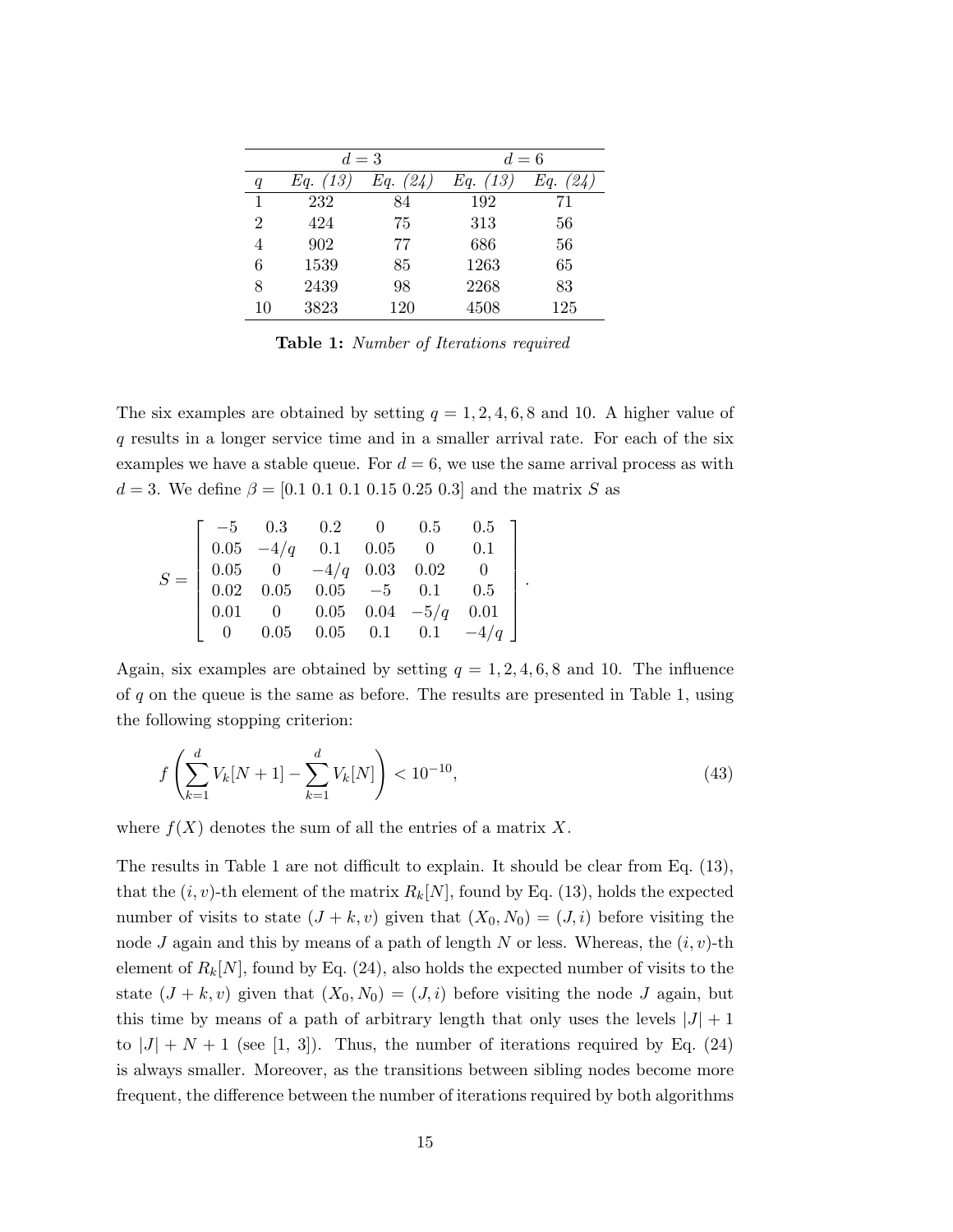|  | $d = 3$ |  | $d = 6$ |  |
|---|---|---|---|---|
| $q$ | *Eq. (13)* | *Eq. (24)* | *Eq. (13)* | *Eq. (24)* |
| 1 | 232 | 84 | 192 | 71 |
| 2 | 424 | 75 | 313 | 56 |
| 4 | 902 | 77 | 686 | 56 |
| 6 | 1539 | 85 | 1263 | 65 |
| 8 | 2439 | 98 | 2268 | 83 |
| 10 | 3823 | 120 | 4508 | 125 |

**Table 1:** *Number of Iterations required*

The six examples are obtained by setting $q = 1, 2, 4, 6, 8$ and 10. A higher value of $q$ results in a longer service time and in a smaller arrival rate. For each of the six examples we have a stable queue. For $d = 6$, we use the same arrival process as with $d = 3$. We define $\beta = [0.1\ 0.1\ 0.1\ 0.15\ 0.25\ 0.3]$ and the matrix $S$ as

$$S = \begin{bmatrix} -5 & 0.3 & 0.2 & 0 & 0.5 & 0.5 \\ 0.05 & -4/q & 0.1 & 0.05 & 0 & 0.1 \\ 0.05 & 0 & -4/q & 0.03 & 0.02 & 0 \\ 0.02 & 0.05 & 0.05 & -5 & 0.1 & 0.5 \\ 0.01 & 0 & 0.05 & 0.04 & -5/q & 0.01 \\ 0 & 0.05 & 0.05 & 0.1 & 0.1 & -4/q \end{bmatrix}.$$

Again, six examples are obtained by setting $q = 1, 2, 4, 6, 8$ and 10. The influence of $q$ on the queue is the same as before. The results are presented in Table 1, using the following stopping criterion:

$$f\left(\sum_{k=1}^{d} V_k[N+1] - \sum_{k=1}^{d} V_k[N]\right) < 10^{-10}, \tag{43}$$

where $f(X)$ denotes the sum of all the entries of a matrix $X$.

The results in Table 1 are not difficult to explain. It should be clear from Eq. (13), that the $(i, v)$-th element of the matrix $R_k[N]$, found by Eq. (13), holds the expected number of visits to state $(J + k, v)$ given that $(X_0, N_0) = (J, i)$ before visiting the node $J$ again and this by means of a path of length $N$ or less. Whereas, the $(i, v)$-th element of $R_k[N]$, found by Eq. (24), also holds the expected number of visits to the state $(J + k, v)$ given that $(X_0, N_0) = (J, i)$ before visiting the node $J$ again, but this time by means of a path of arbitrary length that only uses the levels $|J| + 1$ to $|J| + N + 1$ (see [1, 3]). Thus, the number of iterations required by Eq. (24) is always smaller. Moreover, as the transitions between sibling nodes become more frequent, the difference between the number of iterations required by both algorithms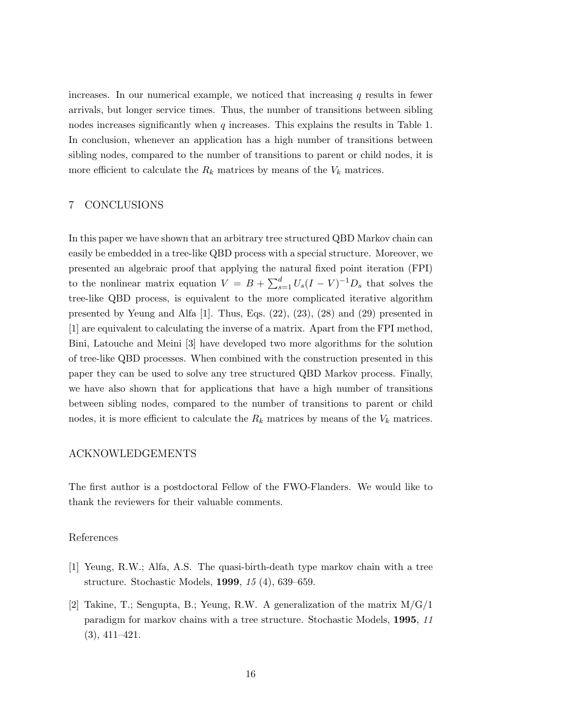increases. In our numerical example, we noticed that increasing $q$ results in fewer arrivals, but longer service times. Thus, the number of transitions between sibling nodes increases significantly when $q$ increases. This explains the results in Table 1. In conclusion, whenever an application has a high number of transitions between sibling nodes, compared to the number of transitions to parent or child nodes, it is more efficient to calculate the $R_k$ matrices by means of the $V_k$ matrices.

## 7 CONCLUSIONS

In this paper we have shown that an arbitrary tree structured QBD Markov chain can easily be embedded in a tree-like QBD process with a special structure. Moreover, we presented an algebraic proof that applying the natural fixed point iteration (FPI) to the nonlinear matrix equation $V = B + \sum_{s=1}^{d} U_s(I - V)^{-1}D_s$ that solves the tree-like QBD process, is equivalent to the more complicated iterative algorithm presented by Yeung and Alfa [1]. Thus, Eqs. (22), (23), (28) and (29) presented in [1] are equivalent to calculating the inverse of a matrix. Apart from the FPI method, Bini, Latouche and Meini [3] have developed two more algorithms for the solution of tree-like QBD processes. When combined with the construction presented in this paper they can be used to solve any tree structured QBD Markov process. Finally, we have also shown that for applications that have a high number of transitions between sibling nodes, compared to the number of transitions to parent or child nodes, it is more efficient to calculate the $R_k$ matrices by means of the $V_k$ matrices.

## ACKNOWLEDGEMENTS

The first author is a postdoctoral Fellow of the FWO-Flanders. We would like to thank the reviewers for their valuable comments.

## References

[1] Yeung, R.W.; Alfa, A.S. The quasi-birth-death type markov chain with a tree structure. Stochastic Models, **1999**, *15* (4), 639–659.

[2] Takine, T.; Sengupta, B.; Yeung, R.W. A generalization of the matrix M/G/1 paradigm for markov chains with a tree structure. Stochastic Models, **1995**, *11* (3), 411–421.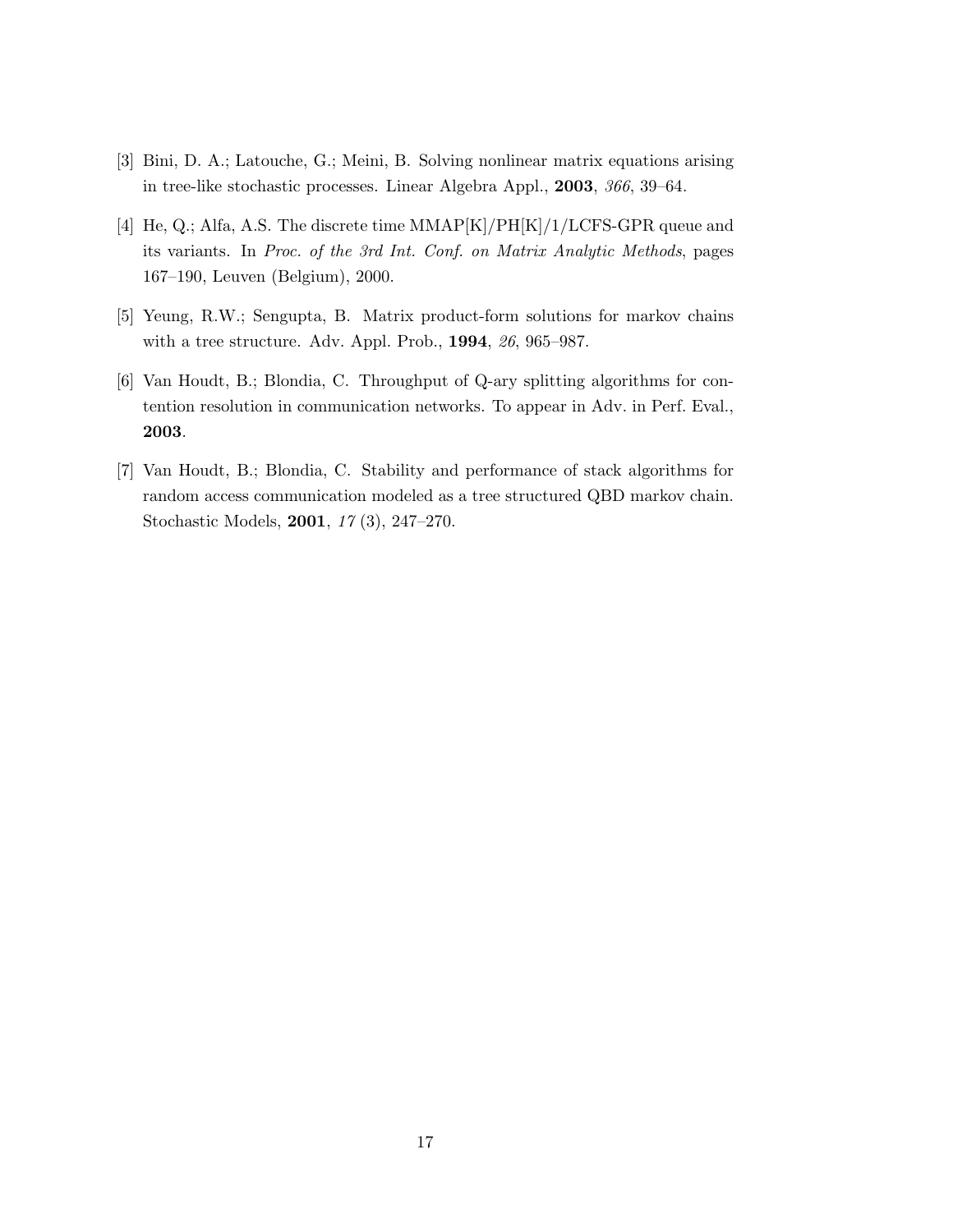[3] Bini, D. A.; Latouche, G.; Meini, B. Solving nonlinear matrix equations arising in tree-like stochastic processes. Linear Algebra Appl., **2003**, *366*, 39–64.

[4] He, Q.; Alfa, A.S. The discrete time MMAP[K]/PH[K]/1/LCFS-GPR queue and its variants. In *Proc. of the 3rd Int. Conf. on Matrix Analytic Methods*, pages 167–190, Leuven (Belgium), 2000.

[5] Yeung, R.W.; Sengupta, B. Matrix product-form solutions for markov chains with a tree structure. Adv. Appl. Prob., **1994**, *26*, 965–987.

[6] Van Houdt, B.; Blondia, C. Throughput of Q-ary splitting algorithms for contention resolution in communication networks. To appear in Adv. in Perf. Eval., **2003**.

[7] Van Houdt, B.; Blondia, C. Stability and performance of stack algorithms for random access communication modeled as a tree structured QBD markov chain. Stochastic Models, **2001**, *17* (3), 247–270.